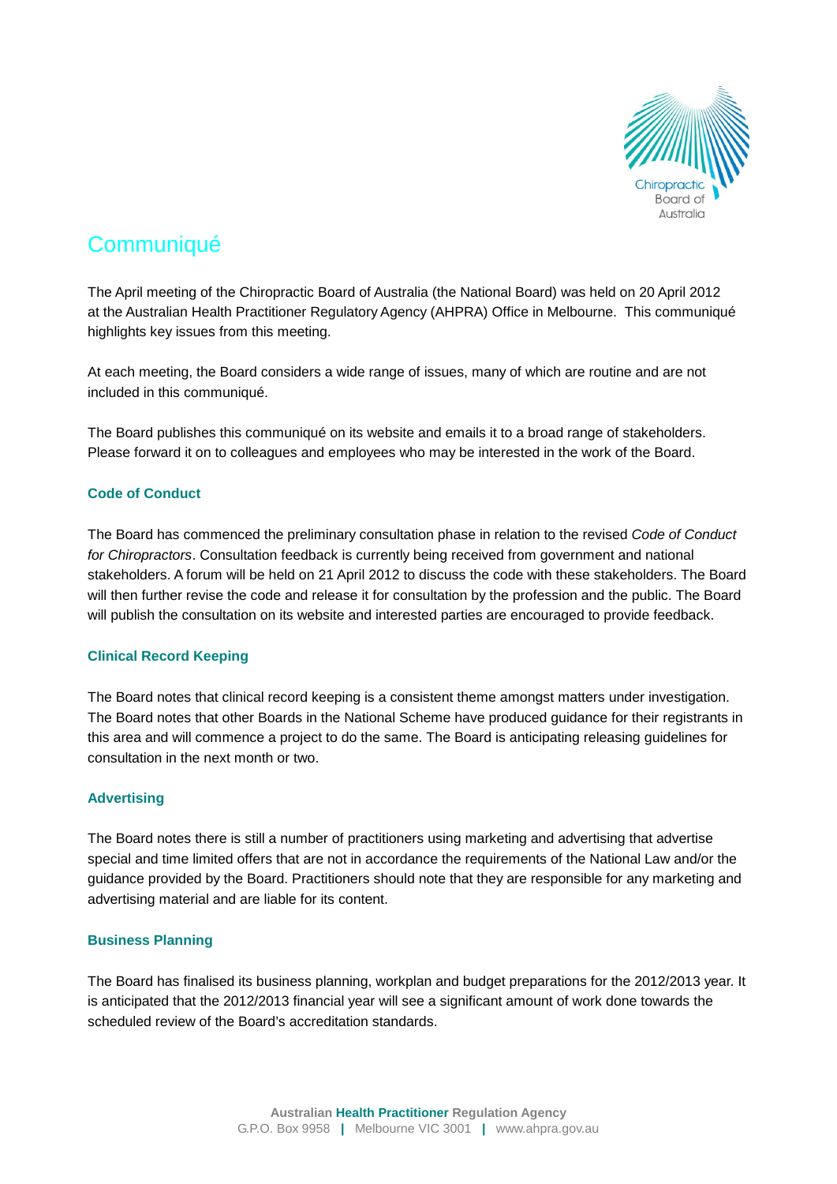# Communiqué

The April meeting of the Chiropractic Board of Australia (the National Board) was held on 20 April 2012 at the Australian Health Practitioner Regulatory Agency (AHPRA) Office in Melbourne. This communiqué highlights key issues from this meeting.

At each meeting, the Board considers a wide range of issues, many of which are routine and are not included in this communiqué.

The Board publishes this communiqué on its website and emails it to a broad range of stakeholders. Please forward it on to colleagues and employees who may be interested in the work of the Board.

## Code of Conduct

The Board has commenced the preliminary consultation phase in relation to the revised *Code of Conduct for Chiropractors*. Consultation feedback is currently being received from government and national stakeholders. A forum will be held on 21 April 2012 to discuss the code with these stakeholders. The Board will then further revise the code and release it for consultation by the profession and the public. The Board will publish the consultation on its website and interested parties are encouraged to provide feedback.

## Clinical Record Keeping

The Board notes that clinical record keeping is a consistent theme amongst matters under investigation. The Board notes that other Boards in the National Scheme have produced guidance for their registrants in this area and will commence a project to do the same. The Board is anticipating releasing guidelines for consultation in the next month or two.

## Advertising

The Board notes there is still a number of practitioners using marketing and advertising that advertise special and time limited offers that are not in accordance the requirements of the National Law and/or the guidance provided by the Board. Practitioners should note that they are responsible for any marketing and advertising material and are liable for its content.

## Business Planning

The Board has finalised its business planning, workplan and budget preparations for the 2012/2013 year. It is anticipated that the 2012/2013 financial year will see a significant amount of work done towards the scheduled review of the Board's accreditation standards.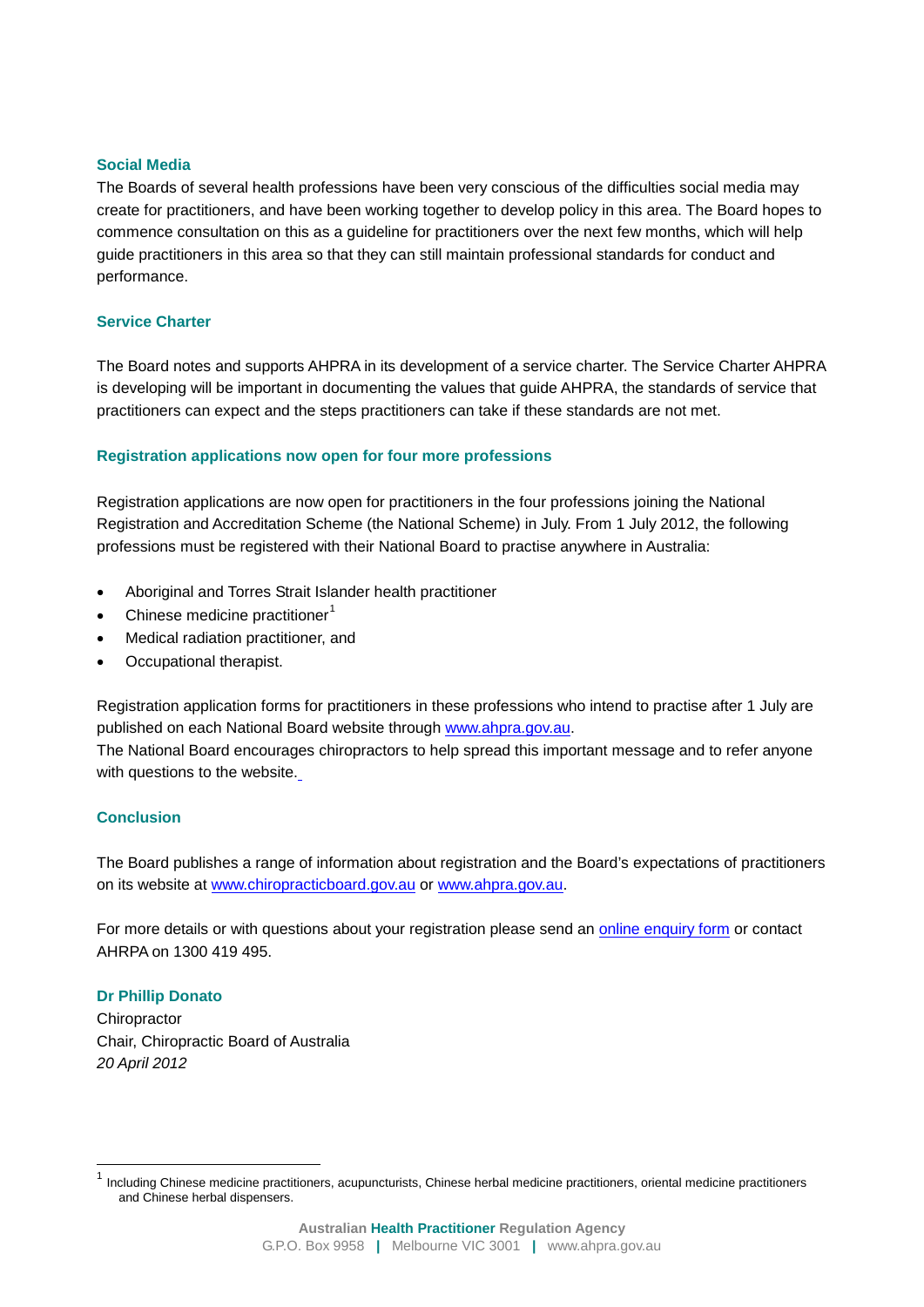## Social Media

The Boards of several health professions have been very conscious of the difficulties social media may create for practitioners, and have been working together to develop policy in this area. The Board hopes to commence consultation on this as a guideline for practitioners over the next few months, which will help guide practitioners in this area so that they can still maintain professional standards for conduct and performance.

## Service Charter

The Board notes and supports AHPRA in its development of a service charter. The Service Charter AHPRA is developing will be important in documenting the values that guide AHPRA, the standards of service that practitioners can expect and the steps practitioners can take if these standards are not met.

## Registration applications now open for four more professions

Registration applications are now open for practitioners in the four professions joining the National Registration and Accreditation Scheme (the National Scheme) in July. From 1 July 2012, the following professions must be registered with their National Board to practise anywhere in Australia:

- Aboriginal and Torres Strait Islander health practitioner
- Chinese medicine practitioner[1]
- Medical radiation practitioner, and
- Occupational therapist.

Registration application forms for practitioners in these professions who intend to practise after 1 July are published on each National Board website through www.ahpra.gov.au.
The National Board encourages chiropractors to help spread this important message and to refer anyone with questions to the website.

## Conclusion

The Board publishes a range of information about registration and the Board's expectations of practitioners on its website at www.chiropracticboard.gov.au or www.ahpra.gov.au.

For more details or with questions about your registration please send an online enquiry form or contact AHRPA on 1300 419 495.

**Dr Phillip Donato**
Chiropractor
Chair, Chiropractic Board of Australia
*20 April 2012*

---

[1] Including Chinese medicine practitioners, acupuncturists, Chinese herbal medicine practitioners, oriental medicine practitioners and Chinese herbal dispensers.